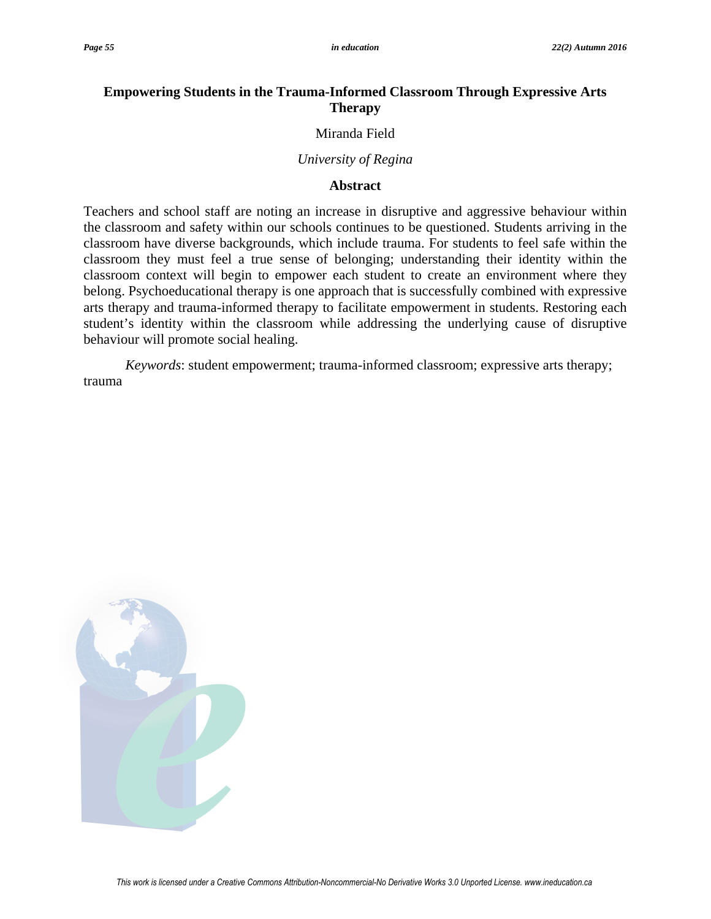# Empowering Students in the Trauma-Informed Classroom Through Expressive Arts Therapy

Miranda Field

*University of Regina*

## Abstract

Teachers and school staff are noting an increase in disruptive and aggressive behaviour within the classroom and safety within our schools continues to be questioned. Students arriving in the classroom have diverse backgrounds, which include trauma. For students to feel safe within the classroom they must feel a true sense of belonging; understanding their identity within the classroom context will begin to empower each student to create an environment where they belong. Psychoeducational therapy is one approach that is successfully combined with expressive arts therapy and trauma-informed therapy to facilitate empowerment in students. Restoring each student's identity within the classroom while addressing the underlying cause of disruptive behaviour will promote social healing.

*Keywords*: student empowerment; trauma-informed classroom; expressive arts therapy; trauma

This work is licensed under a Creative Commons Attribution-Noncommercial-No Derivative Works 3.0 Unported License. www.ineducation.ca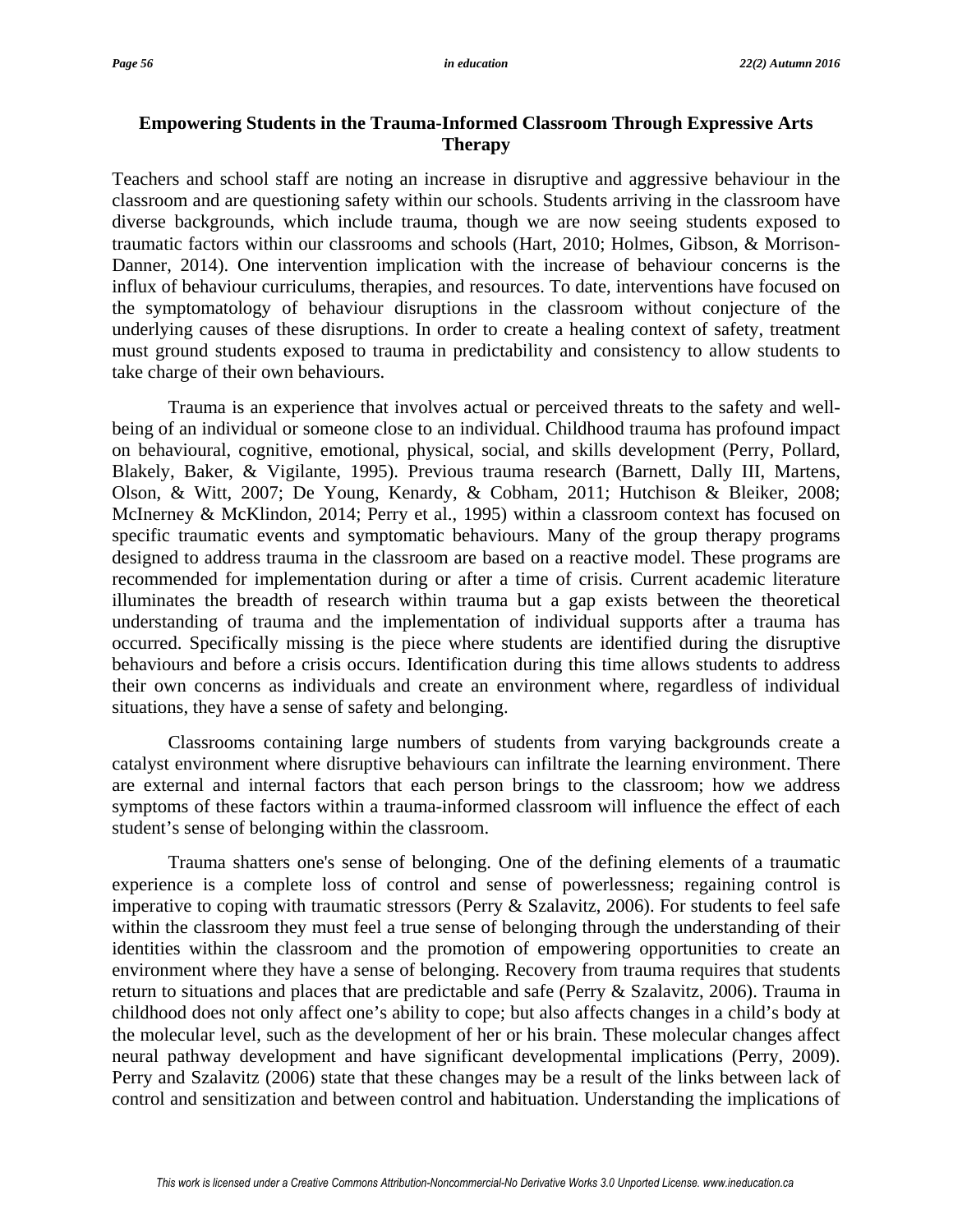## Empowering Students in the Trauma-Informed Classroom Through Expressive Arts Therapy

Teachers and school staff are noting an increase in disruptive and aggressive behaviour in the classroom and are questioning safety within our schools. Students arriving in the classroom have diverse backgrounds, which include trauma, though we are now seeing students exposed to traumatic factors within our classrooms and schools (Hart, 2010; Holmes, Gibson, & Morrison-Danner, 2014). One intervention implication with the increase of behaviour concerns is the influx of behaviour curriculums, therapies, and resources. To date, interventions have focused on the symptomatology of behaviour disruptions in the classroom without conjecture of the underlying causes of these disruptions. In order to create a healing context of safety, treatment must ground students exposed to trauma in predictability and consistency to allow students to take charge of their own behaviours.

Trauma is an experience that involves actual or perceived threats to the safety and well-being of an individual or someone close to an individual. Childhood trauma has profound impact on behavioural, cognitive, emotional, physical, social, and skills development (Perry, Pollard, Blakely, Baker, & Vigilante, 1995). Previous trauma research (Barnett, Dally III, Martens, Olson, & Witt, 2007; De Young, Kenardy, & Cobham, 2011; Hutchison & Bleiker, 2008; McInerney & McKlindon, 2014; Perry et al., 1995) within a classroom context has focused on specific traumatic events and symptomatic behaviours. Many of the group therapy programs designed to address trauma in the classroom are based on a reactive model. These programs are recommended for implementation during or after a time of crisis. Current academic literature illuminates the breadth of research within trauma but a gap exists between the theoretical understanding of trauma and the implementation of individual supports after a trauma has occurred. Specifically missing is the piece where students are identified during the disruptive behaviours and before a crisis occurs. Identification during this time allows students to address their own concerns as individuals and create an environment where, regardless of individual situations, they have a sense of safety and belonging.

Classrooms containing large numbers of students from varying backgrounds create a catalyst environment where disruptive behaviours can infiltrate the learning environment. There are external and internal factors that each person brings to the classroom; how we address symptoms of these factors within a trauma-informed classroom will influence the effect of each student's sense of belonging within the classroom.

Trauma shatters one's sense of belonging. One of the defining elements of a traumatic experience is a complete loss of control and sense of powerlessness; regaining control is imperative to coping with traumatic stressors (Perry & Szalavitz, 2006). For students to feel safe within the classroom they must feel a true sense of belonging through the understanding of their identities within the classroom and the promotion of empowering opportunities to create an environment where they have a sense of belonging. Recovery from trauma requires that students return to situations and places that are predictable and safe (Perry & Szalavitz, 2006). Trauma in childhood does not only affect one's ability to cope; but also affects changes in a child's body at the molecular level, such as the development of her or his brain. These molecular changes affect neural pathway development and have significant developmental implications (Perry, 2009). Perry and Szalavitz (2006) state that these changes may be a result of the links between lack of control and sensitization and between control and habituation. Understanding the implications of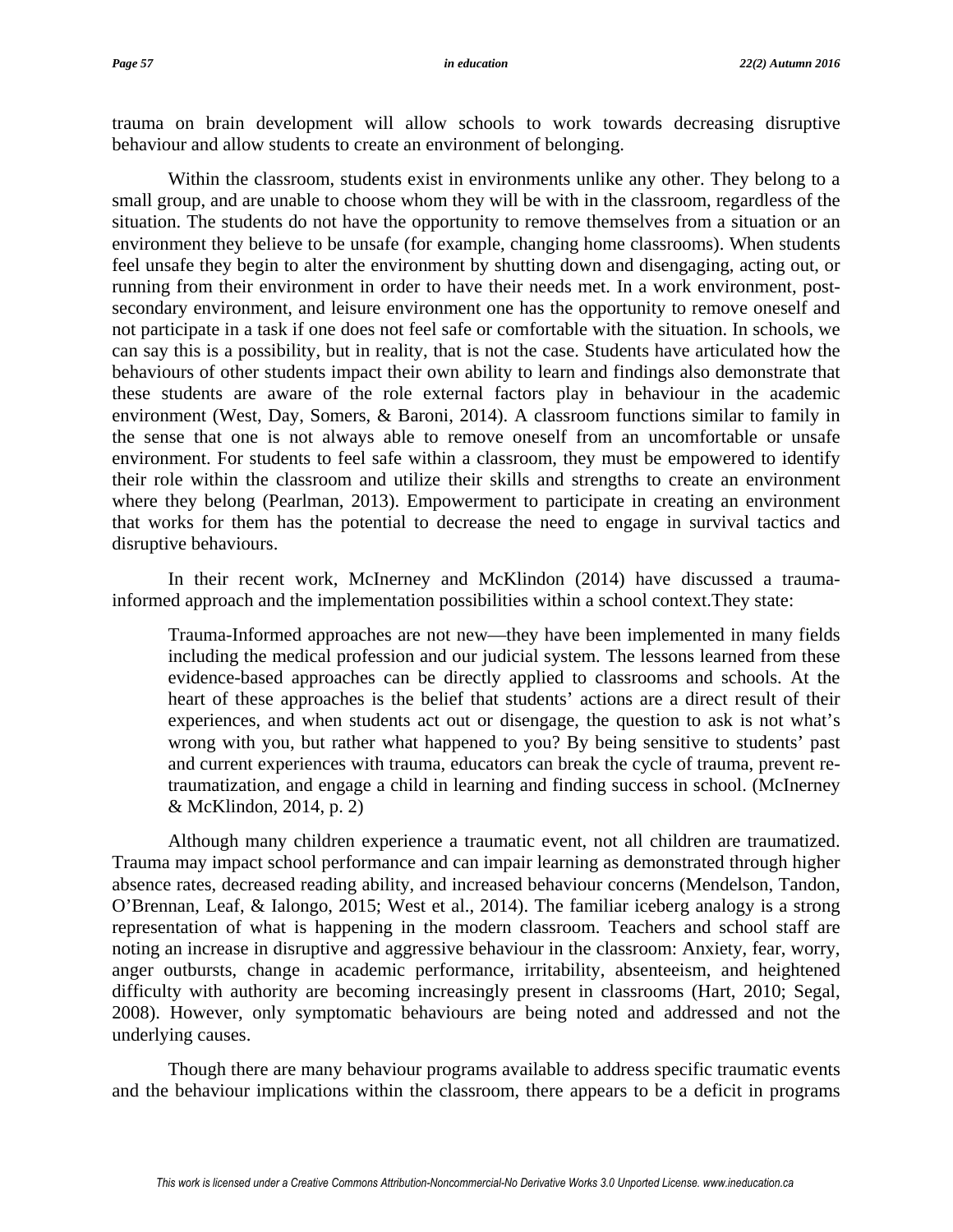trauma on brain development will allow schools to work towards decreasing disruptive behaviour and allow students to create an environment of belonging.

Within the classroom, students exist in environments unlike any other. They belong to a small group, and are unable to choose whom they will be with in the classroom, regardless of the situation. The students do not have the opportunity to remove themselves from a situation or an environment they believe to be unsafe (for example, changing home classrooms). When students feel unsafe they begin to alter the environment by shutting down and disengaging, acting out, or running from their environment in order to have their needs met. In a work environment, post-secondary environment, and leisure environment one has the opportunity to remove oneself and not participate in a task if one does not feel safe or comfortable with the situation. In schools, we can say this is a possibility, but in reality, that is not the case. Students have articulated how the behaviours of other students impact their own ability to learn and findings also demonstrate that these students are aware of the role external factors play in behaviour in the academic environment (West, Day, Somers, & Baroni, 2014). A classroom functions similar to family in the sense that one is not always able to remove oneself from an uncomfortable or unsafe environment. For students to feel safe within a classroom, they must be empowered to identify their role within the classroom and utilize their skills and strengths to create an environment where they belong (Pearlman, 2013). Empowerment to participate in creating an environment that works for them has the potential to decrease the need to engage in survival tactics and disruptive behaviours.

In their recent work, McInerney and McKlindon (2014) have discussed a trauma-informed approach and the implementation possibilities within a school context.They state:

> Trauma-Informed approaches are not new—they have been implemented in many fields including the medical profession and our judicial system. The lessons learned from these evidence-based approaches can be directly applied to classrooms and schools. At the heart of these approaches is the belief that students' actions are a direct result of their experiences, and when students act out or disengage, the question to ask is not what's wrong with you, but rather what happened to you? By being sensitive to students' past and current experiences with trauma, educators can break the cycle of trauma, prevent re-traumatization, and engage a child in learning and finding success in school. (McInerney & McKlindon, 2014, p. 2)

Although many children experience a traumatic event, not all children are traumatized. Trauma may impact school performance and can impair learning as demonstrated through higher absence rates, decreased reading ability, and increased behaviour concerns (Mendelson, Tandon, O'Brennan, Leaf, & Ialongo, 2015; West et al., 2014). The familiar iceberg analogy is a strong representation of what is happening in the modern classroom. Teachers and school staff are noting an increase in disruptive and aggressive behaviour in the classroom: Anxiety, fear, worry, anger outbursts, change in academic performance, irritability, absenteeism, and heightened difficulty with authority are becoming increasingly present in classrooms (Hart, 2010; Segal, 2008). However, only symptomatic behaviours are being noted and addressed and not the underlying causes.

Though there are many behaviour programs available to address specific traumatic events and the behaviour implications within the classroom, there appears to be a deficit in programs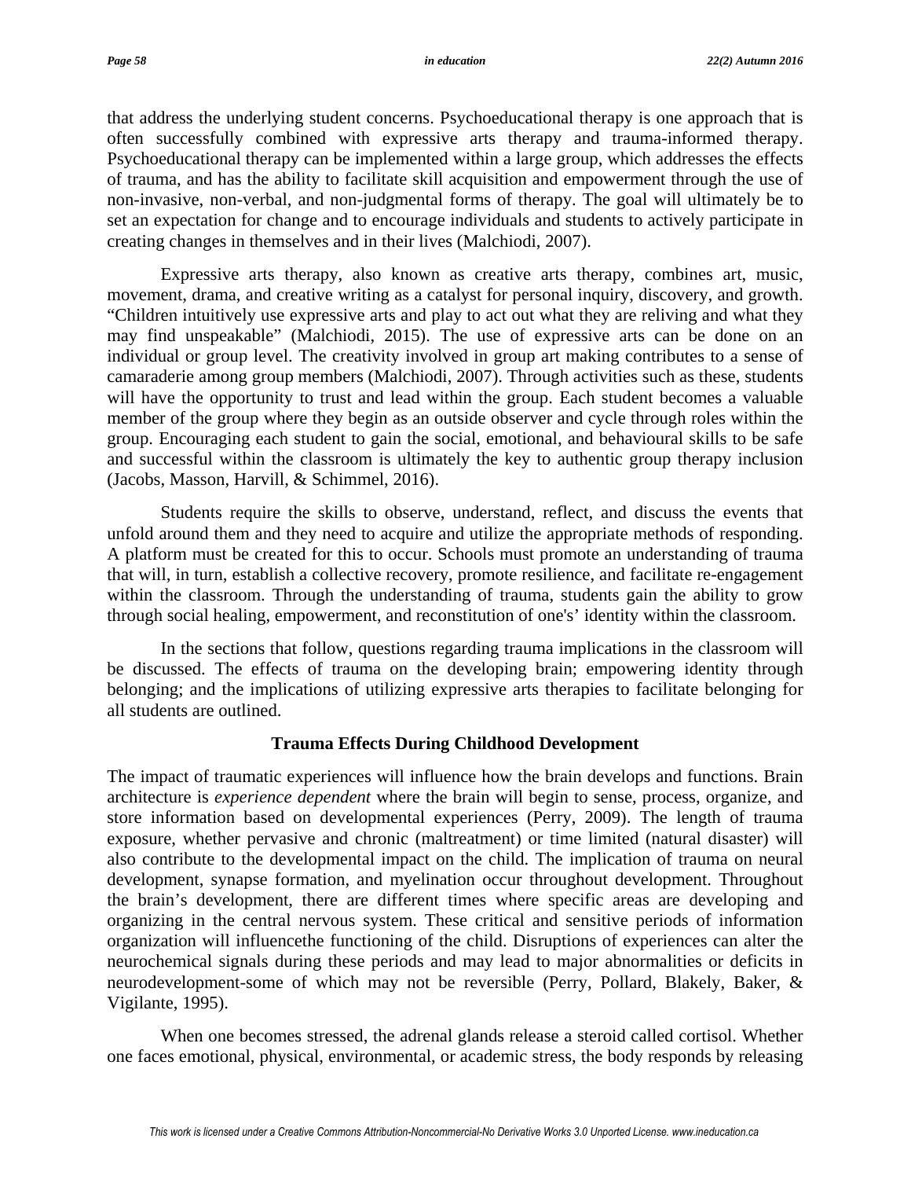that address the underlying student concerns. Psychoeducational therapy is one approach that is often successfully combined with expressive arts therapy and trauma-informed therapy. Psychoeducational therapy can be implemented within a large group, which addresses the effects of trauma, and has the ability to facilitate skill acquisition and empowerment through the use of non-invasive, non-verbal, and non-judgmental forms of therapy. The goal will ultimately be to set an expectation for change and to encourage individuals and students to actively participate in creating changes in themselves and in their lives (Malchiodi, 2007).

Expressive arts therapy, also known as creative arts therapy, combines art, music, movement, drama, and creative writing as a catalyst for personal inquiry, discovery, and growth. "Children intuitively use expressive arts and play to act out what they are reliving and what they may find unspeakable" (Malchiodi, 2015). The use of expressive arts can be done on an individual or group level. The creativity involved in group art making contributes to a sense of camaraderie among group members (Malchiodi, 2007). Through activities such as these, students will have the opportunity to trust and lead within the group. Each student becomes a valuable member of the group where they begin as an outside observer and cycle through roles within the group. Encouraging each student to gain the social, emotional, and behavioural skills to be safe and successful within the classroom is ultimately the key to authentic group therapy inclusion (Jacobs, Masson, Harvill, & Schimmel, 2016).

Students require the skills to observe, understand, reflect, and discuss the events that unfold around them and they need to acquire and utilize the appropriate methods of responding. A platform must be created for this to occur. Schools must promote an understanding of trauma that will, in turn, establish a collective recovery, promote resilience, and facilitate re-engagement within the classroom. Through the understanding of trauma, students gain the ability to grow through social healing, empowerment, and reconstitution of one's' identity within the classroom.

In the sections that follow, questions regarding trauma implications in the classroom will be discussed. The effects of trauma on the developing brain; empowering identity through belonging; and the implications of utilizing expressive arts therapies to facilitate belonging for all students are outlined.

## Trauma Effects During Childhood Development

The impact of traumatic experiences will influence how the brain develops and functions. Brain architecture is *experience dependent* where the brain will begin to sense, process, organize, and store information based on developmental experiences (Perry, 2009). The length of trauma exposure, whether pervasive and chronic (maltreatment) or time limited (natural disaster) will also contribute to the developmental impact on the child. The implication of trauma on neural development, synapse formation, and myelination occur throughout development. Throughout the brain's development, there are different times where specific areas are developing and organizing in the central nervous system. These critical and sensitive periods of information organization will influencethe functioning of the child. Disruptions of experiences can alter the neurochemical signals during these periods and may lead to major abnormalities or deficits in neurodevelopment-some of which may not be reversible (Perry, Pollard, Blakely, Baker, & Vigilante, 1995).

When one becomes stressed, the adrenal glands release a steroid called cortisol. Whether one faces emotional, physical, environmental, or academic stress, the body responds by releasing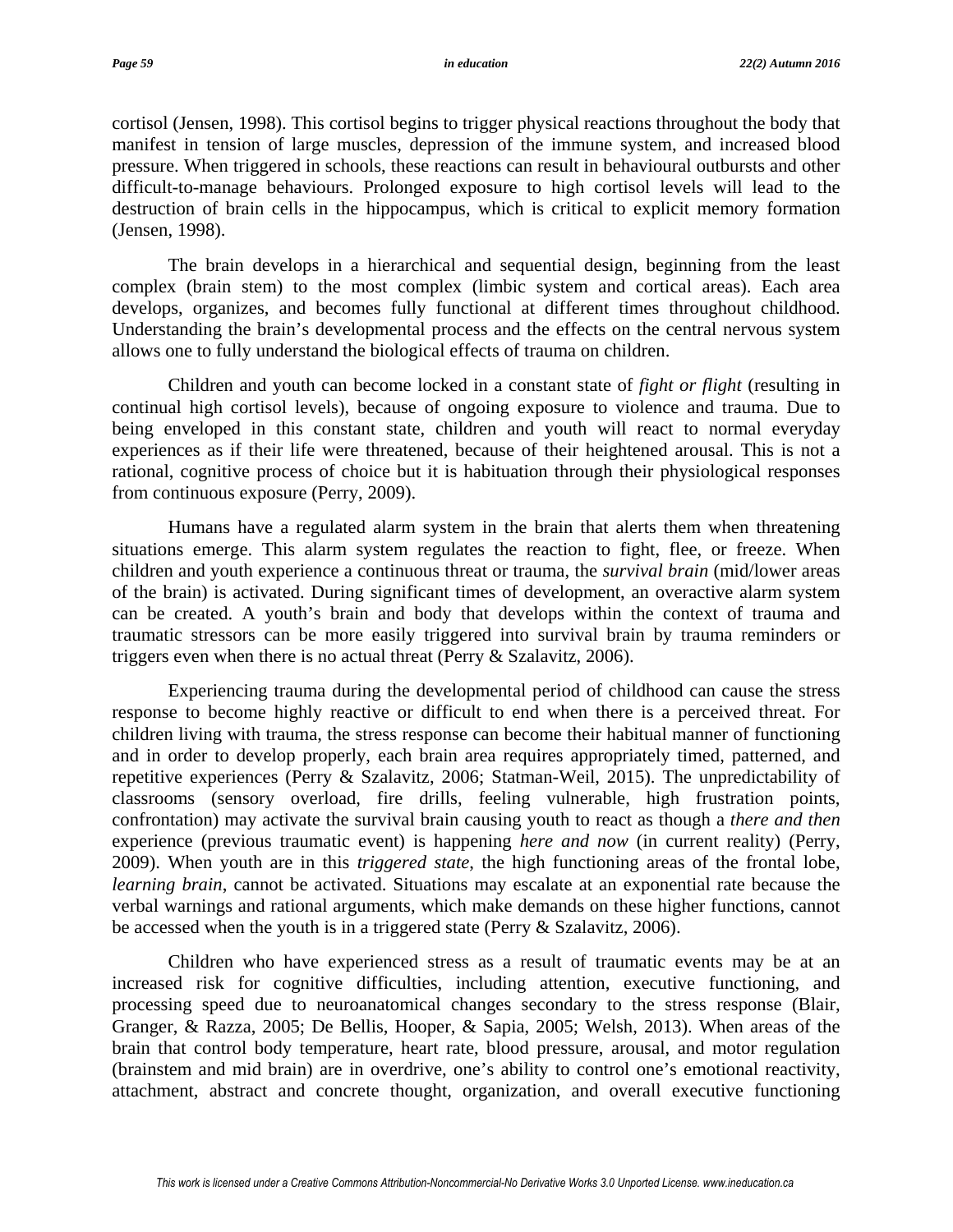cortisol (Jensen, 1998). This cortisol begins to trigger physical reactions throughout the body that manifest in tension of large muscles, depression of the immune system, and increased blood pressure. When triggered in schools, these reactions can result in behavioural outbursts and other difficult-to-manage behaviours. Prolonged exposure to high cortisol levels will lead to the destruction of brain cells in the hippocampus, which is critical to explicit memory formation (Jensen, 1998).

The brain develops in a hierarchical and sequential design, beginning from the least complex (brain stem) to the most complex (limbic system and cortical areas). Each area develops, organizes, and becomes fully functional at different times throughout childhood. Understanding the brain's developmental process and the effects on the central nervous system allows one to fully understand the biological effects of trauma on children.

Children and youth can become locked in a constant state of *fight or flight* (resulting in continual high cortisol levels), because of ongoing exposure to violence and trauma. Due to being enveloped in this constant state, children and youth will react to normal everyday experiences as if their life were threatened, because of their heightened arousal. This is not a rational, cognitive process of choice but it is habituation through their physiological responses from continuous exposure (Perry, 2009).

Humans have a regulated alarm system in the brain that alerts them when threatening situations emerge. This alarm system regulates the reaction to fight, flee, or freeze. When children and youth experience a continuous threat or trauma, the *survival brain* (mid/lower areas of the brain) is activated. During significant times of development, an overactive alarm system can be created. A youth's brain and body that develops within the context of trauma and traumatic stressors can be more easily triggered into survival brain by trauma reminders or triggers even when there is no actual threat (Perry & Szalavitz, 2006).

Experiencing trauma during the developmental period of childhood can cause the stress response to become highly reactive or difficult to end when there is a perceived threat. For children living with trauma, the stress response can become their habitual manner of functioning and in order to develop properly, each brain area requires appropriately timed, patterned, and repetitive experiences (Perry & Szalavitz, 2006; Statman-Weil, 2015). The unpredictability of classrooms (sensory overload, fire drills, feeling vulnerable, high frustration points, confrontation) may activate the survival brain causing youth to react as though a *there and then* experience (previous traumatic event) is happening *here and now* (in current reality) (Perry, 2009). When youth are in this *triggered state*, the high functioning areas of the frontal lobe, *learning brain*, cannot be activated. Situations may escalate at an exponential rate because the verbal warnings and rational arguments, which make demands on these higher functions, cannot be accessed when the youth is in a triggered state (Perry & Szalavitz, 2006).

Children who have experienced stress as a result of traumatic events may be at an increased risk for cognitive difficulties, including attention, executive functioning, and processing speed due to neuroanatomical changes secondary to the stress response (Blair, Granger, & Razza, 2005; De Bellis, Hooper, & Sapia, 2005; Welsh, 2013). When areas of the brain that control body temperature, heart rate, blood pressure, arousal, and motor regulation (brainstem and mid brain) are in overdrive, one's ability to control one's emotional reactivity, attachment, abstract and concrete thought, organization, and overall executive functioning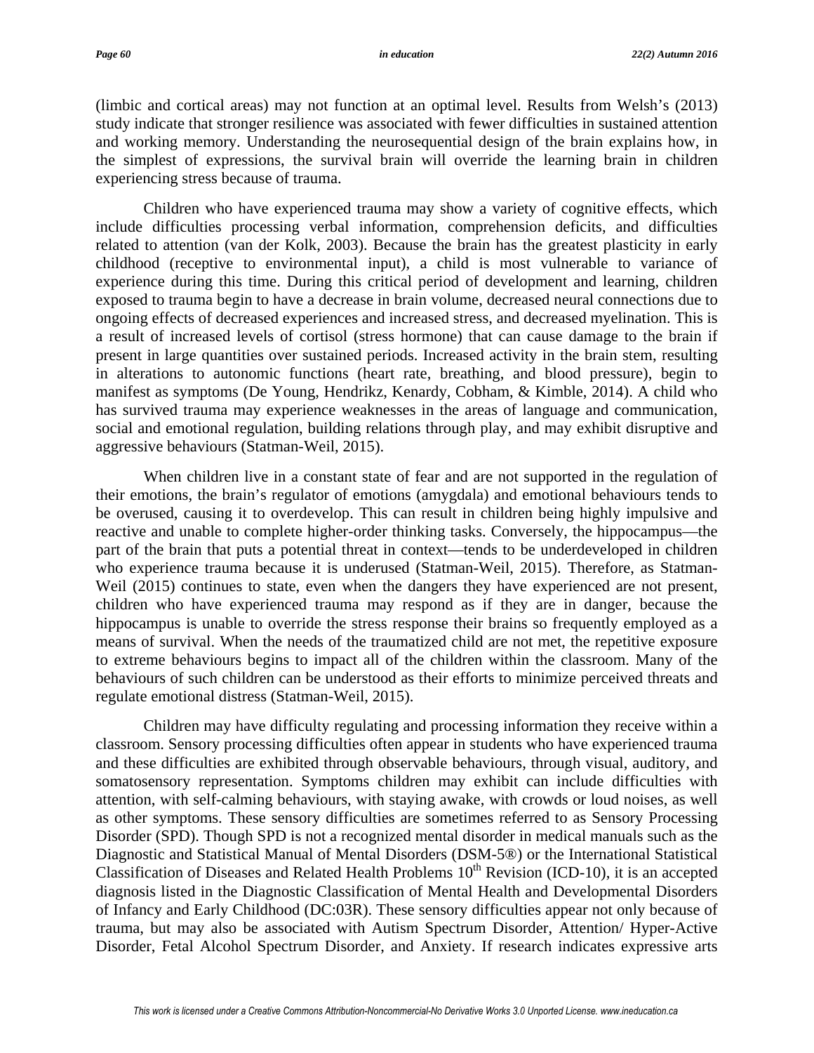(limbic and cortical areas) may not function at an optimal level. Results from Welsh's (2013) study indicate that stronger resilience was associated with fewer difficulties in sustained attention and working memory. Understanding the neurosequential design of the brain explains how, in the simplest of expressions, the survival brain will override the learning brain in children experiencing stress because of trauma.

Children who have experienced trauma may show a variety of cognitive effects, which include difficulties processing verbal information, comprehension deficits, and difficulties related to attention (van der Kolk, 2003). Because the brain has the greatest plasticity in early childhood (receptive to environmental input), a child is most vulnerable to variance of experience during this time. During this critical period of development and learning, children exposed to trauma begin to have a decrease in brain volume, decreased neural connections due to ongoing effects of decreased experiences and increased stress, and decreased myelination. This is a result of increased levels of cortisol (stress hormone) that can cause damage to the brain if present in large quantities over sustained periods. Increased activity in the brain stem, resulting in alterations to autonomic functions (heart rate, breathing, and blood pressure), begin to manifest as symptoms (De Young, Hendrikz, Kenardy, Cobham, & Kimble, 2014). A child who has survived trauma may experience weaknesses in the areas of language and communication, social and emotional regulation, building relations through play, and may exhibit disruptive and aggressive behaviours (Statman-Weil, 2015).

When children live in a constant state of fear and are not supported in the regulation of their emotions, the brain's regulator of emotions (amygdala) and emotional behaviours tends to be overused, causing it to overdevelop. This can result in children being highly impulsive and reactive and unable to complete higher-order thinking tasks. Conversely, the hippocampus—the part of the brain that puts a potential threat in context—tends to be underdeveloped in children who experience trauma because it is underused (Statman-Weil, 2015). Therefore, as Statman-Weil (2015) continues to state, even when the dangers they have experienced are not present, children who have experienced trauma may respond as if they are in danger, because the hippocampus is unable to override the stress response their brains so frequently employed as a means of survival. When the needs of the traumatized child are not met, the repetitive exposure to extreme behaviours begins to impact all of the children within the classroom. Many of the behaviours of such children can be understood as their efforts to minimize perceived threats and regulate emotional distress (Statman-Weil, 2015).

Children may have difficulty regulating and processing information they receive within a classroom. Sensory processing difficulties often appear in students who have experienced trauma and these difficulties are exhibited through observable behaviours, through visual, auditory, and somatosensory representation. Symptoms children may exhibit can include difficulties with attention, with self-calming behaviours, with staying awake, with crowds or loud noises, as well as other symptoms. These sensory difficulties are sometimes referred to as Sensory Processing Disorder (SPD). Though SPD is not a recognized mental disorder in medical manuals such as the Diagnostic and Statistical Manual of Mental Disorders (DSM-5®) or the International Statistical Classification of Diseases and Related Health Problems 10th Revision (ICD-10), it is an accepted diagnosis listed in the Diagnostic Classification of Mental Health and Developmental Disorders of Infancy and Early Childhood (DC:03R). These sensory difficulties appear not only because of trauma, but may also be associated with Autism Spectrum Disorder, Attention/ Hyper-Active Disorder, Fetal Alcohol Spectrum Disorder, and Anxiety. If research indicates expressive arts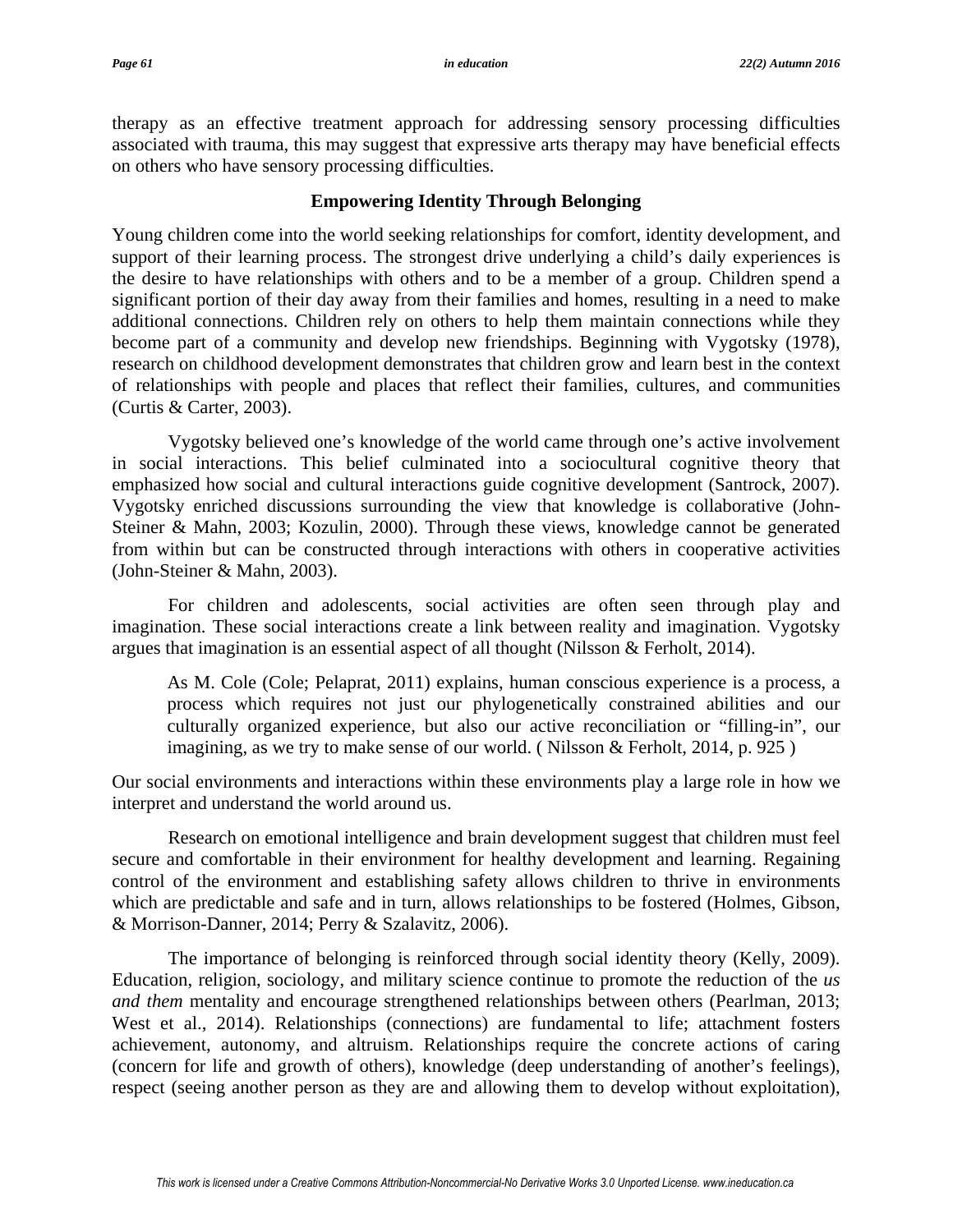therapy as an effective treatment approach for addressing sensory processing difficulties associated with trauma, this may suggest that expressive arts therapy may have beneficial effects on others who have sensory processing difficulties.

## Empowering Identity Through Belonging

Young children come into the world seeking relationships for comfort, identity development, and support of their learning process. The strongest drive underlying a child's daily experiences is the desire to have relationships with others and to be a member of a group. Children spend a significant portion of their day away from their families and homes, resulting in a need to make additional connections. Children rely on others to help them maintain connections while they become part of a community and develop new friendships. Beginning with Vygotsky (1978), research on childhood development demonstrates that children grow and learn best in the context of relationships with people and places that reflect their families, cultures, and communities (Curtis & Carter, 2003).

Vygotsky believed one's knowledge of the world came through one's active involvement in social interactions. This belief culminated into a sociocultural cognitive theory that emphasized how social and cultural interactions guide cognitive development (Santrock, 2007). Vygotsky enriched discussions surrounding the view that knowledge is collaborative (John-Steiner & Mahn, 2003; Kozulin, 2000). Through these views, knowledge cannot be generated from within but can be constructed through interactions with others in cooperative activities (John-Steiner & Mahn, 2003).

For children and adolescents, social activities are often seen through play and imagination. These social interactions create a link between reality and imagination. Vygotsky argues that imagination is an essential aspect of all thought (Nilsson & Ferholt, 2014).

> As M. Cole (Cole; Pelaprat, 2011) explains, human conscious experience is a process, a process which requires not just our phylogenetically constrained abilities and our culturally organized experience, but also our active reconciliation or "filling-in", our imagining, as we try to make sense of our world. ( Nilsson & Ferholt, 2014, p. 925 )

Our social environments and interactions within these environments play a large role in how we interpret and understand the world around us.

Research on emotional intelligence and brain development suggest that children must feel secure and comfortable in their environment for healthy development and learning. Regaining control of the environment and establishing safety allows children to thrive in environments which are predictable and safe and in turn, allows relationships to be fostered (Holmes, Gibson, & Morrison-Danner, 2014; Perry & Szalavitz, 2006).

The importance of belonging is reinforced through social identity theory (Kelly, 2009). Education, religion, sociology, and military science continue to promote the reduction of the *us and them* mentality and encourage strengthened relationships between others (Pearlman, 2013; West et al., 2014). Relationships (connections) are fundamental to life; attachment fosters achievement, autonomy, and altruism. Relationships require the concrete actions of caring (concern for life and growth of others), knowledge (deep understanding of another's feelings), respect (seeing another person as they are and allowing them to develop without exploitation),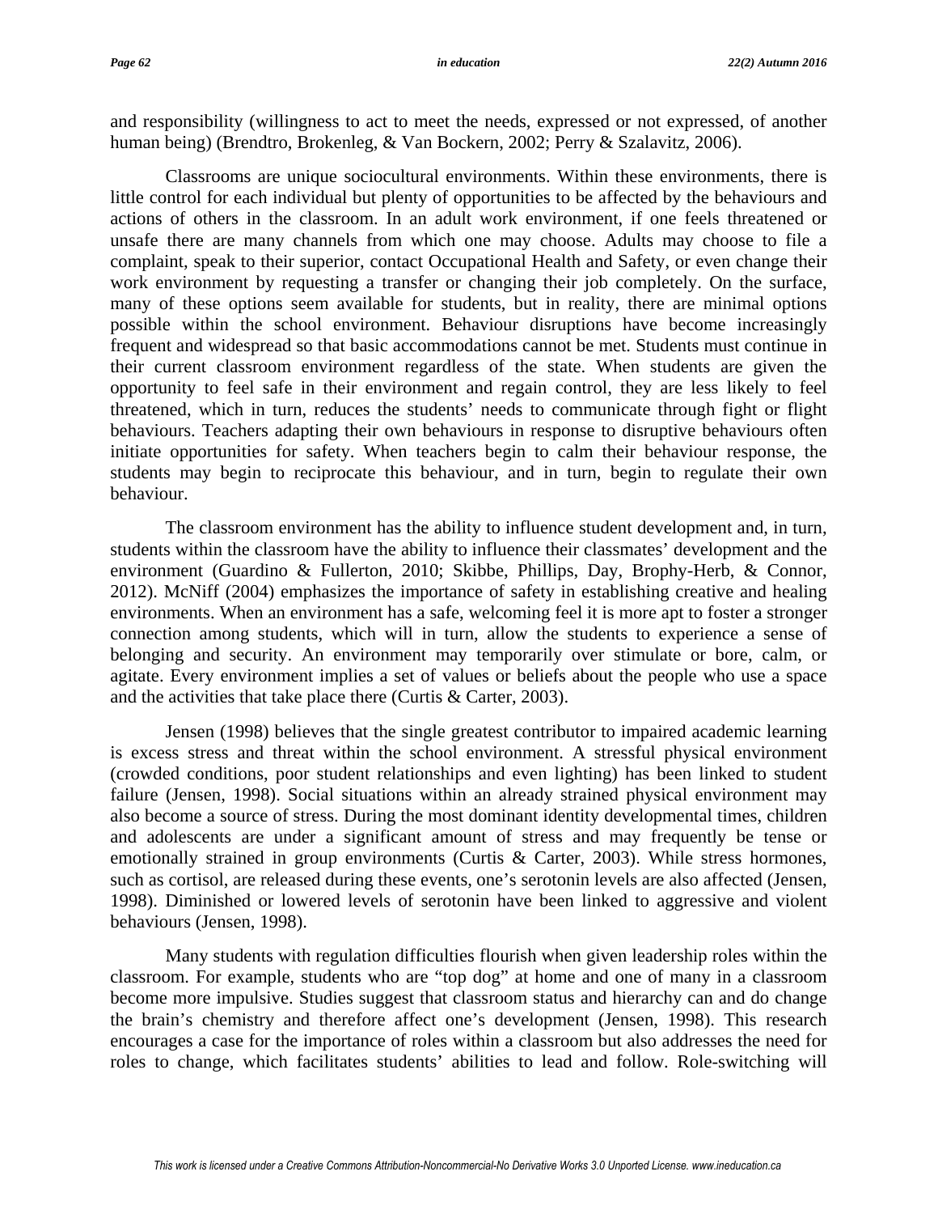and responsibility (willingness to act to meet the needs, expressed or not expressed, of another human being) (Brendtro, Brokenleg, & Van Bockern, 2002; Perry & Szalavitz, 2006).

Classrooms are unique sociocultural environments. Within these environments, there is little control for each individual but plenty of opportunities to be affected by the behaviours and actions of others in the classroom. In an adult work environment, if one feels threatened or unsafe there are many channels from which one may choose. Adults may choose to file a complaint, speak to their superior, contact Occupational Health and Safety, or even change their work environment by requesting a transfer or changing their job completely. On the surface, many of these options seem available for students, but in reality, there are minimal options possible within the school environment. Behaviour disruptions have become increasingly frequent and widespread so that basic accommodations cannot be met. Students must continue in their current classroom environment regardless of the state. When students are given the opportunity to feel safe in their environment and regain control, they are less likely to feel threatened, which in turn, reduces the students' needs to communicate through fight or flight behaviours. Teachers adapting their own behaviours in response to disruptive behaviours often initiate opportunities for safety. When teachers begin to calm their behaviour response, the students may begin to reciprocate this behaviour, and in turn, begin to regulate their own behaviour.

The classroom environment has the ability to influence student development and, in turn, students within the classroom have the ability to influence their classmates' development and the environment (Guardino & Fullerton, 2010; Skibbe, Phillips, Day, Brophy-Herb, & Connor, 2012). McNiff (2004) emphasizes the importance of safety in establishing creative and healing environments. When an environment has a safe, welcoming feel it is more apt to foster a stronger connection among students, which will in turn, allow the students to experience a sense of belonging and security. An environment may temporarily over stimulate or bore, calm, or agitate. Every environment implies a set of values or beliefs about the people who use a space and the activities that take place there (Curtis & Carter, 2003).

Jensen (1998) believes that the single greatest contributor to impaired academic learning is excess stress and threat within the school environment. A stressful physical environment (crowded conditions, poor student relationships and even lighting) has been linked to student failure (Jensen, 1998). Social situations within an already strained physical environment may also become a source of stress. During the most dominant identity developmental times, children and adolescents are under a significant amount of stress and may frequently be tense or emotionally strained in group environments (Curtis & Carter, 2003). While stress hormones, such as cortisol, are released during these events, one's serotonin levels are also affected (Jensen, 1998). Diminished or lowered levels of serotonin have been linked to aggressive and violent behaviours (Jensen, 1998).

Many students with regulation difficulties flourish when given leadership roles within the classroom. For example, students who are "top dog" at home and one of many in a classroom become more impulsive. Studies suggest that classroom status and hierarchy can and do change the brain's chemistry and therefore affect one's development (Jensen, 1998). This research encourages a case for the importance of roles within a classroom but also addresses the need for roles to change, which facilitates students' abilities to lead and follow. Role-switching will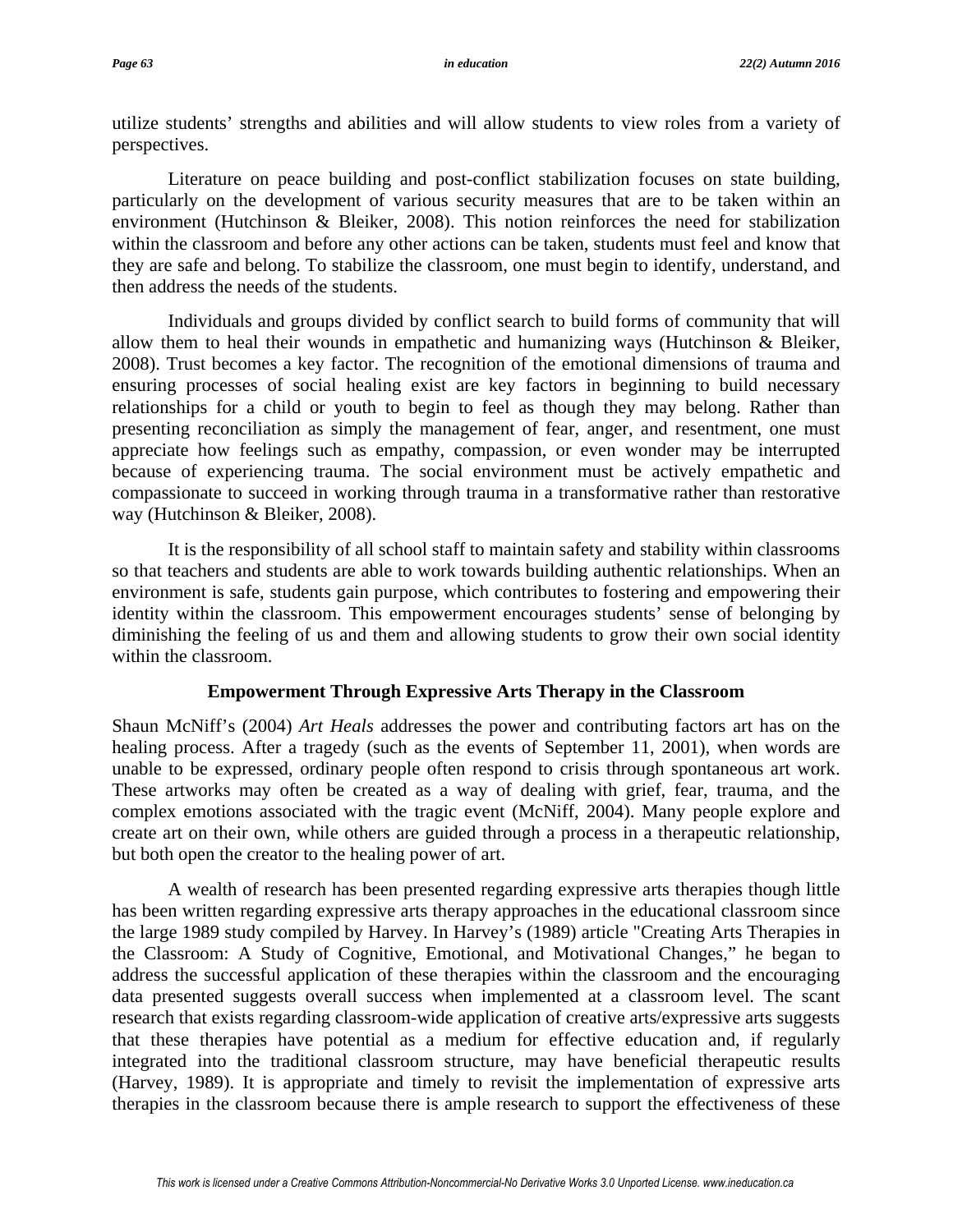utilize students' strengths and abilities and will allow students to view roles from a variety of perspectives.

Literature on peace building and post-conflict stabilization focuses on state building, particularly on the development of various security measures that are to be taken within an environment (Hutchinson & Bleiker, 2008). This notion reinforces the need for stabilization within the classroom and before any other actions can be taken, students must feel and know that they are safe and belong. To stabilize the classroom, one must begin to identify, understand, and then address the needs of the students.

Individuals and groups divided by conflict search to build forms of community that will allow them to heal their wounds in empathetic and humanizing ways (Hutchinson & Bleiker, 2008). Trust becomes a key factor. The recognition of the emotional dimensions of trauma and ensuring processes of social healing exist are key factors in beginning to build necessary relationships for a child or youth to begin to feel as though they may belong. Rather than presenting reconciliation as simply the management of fear, anger, and resentment, one must appreciate how feelings such as empathy, compassion, or even wonder may be interrupted because of experiencing trauma. The social environment must be actively empathetic and compassionate to succeed in working through trauma in a transformative rather than restorative way (Hutchinson & Bleiker, 2008).

It is the responsibility of all school staff to maintain safety and stability within classrooms so that teachers and students are able to work towards building authentic relationships. When an environment is safe, students gain purpose, which contributes to fostering and empowering their identity within the classroom. This empowerment encourages students' sense of belonging by diminishing the feeling of us and them and allowing students to grow their own social identity within the classroom.

## Empowerment Through Expressive Arts Therapy in the Classroom

Shaun McNiff's (2004) *Art Heals* addresses the power and contributing factors art has on the healing process. After a tragedy (such as the events of September 11, 2001), when words are unable to be expressed, ordinary people often respond to crisis through spontaneous art work. These artworks may often be created as a way of dealing with grief, fear, trauma, and the complex emotions associated with the tragic event (McNiff, 2004). Many people explore and create art on their own, while others are guided through a process in a therapeutic relationship, but both open the creator to the healing power of art.

A wealth of research has been presented regarding expressive arts therapies though little has been written regarding expressive arts therapy approaches in the educational classroom since the large 1989 study compiled by Harvey. In Harvey's (1989) article "Creating Arts Therapies in the Classroom: A Study of Cognitive, Emotional, and Motivational Changes," he began to address the successful application of these therapies within the classroom and the encouraging data presented suggests overall success when implemented at a classroom level. The scant research that exists regarding classroom-wide application of creative arts/expressive arts suggests that these therapies have potential as a medium for effective education and, if regularly integrated into the traditional classroom structure, may have beneficial therapeutic results (Harvey, 1989). It is appropriate and timely to revisit the implementation of expressive arts therapies in the classroom because there is ample research to support the effectiveness of these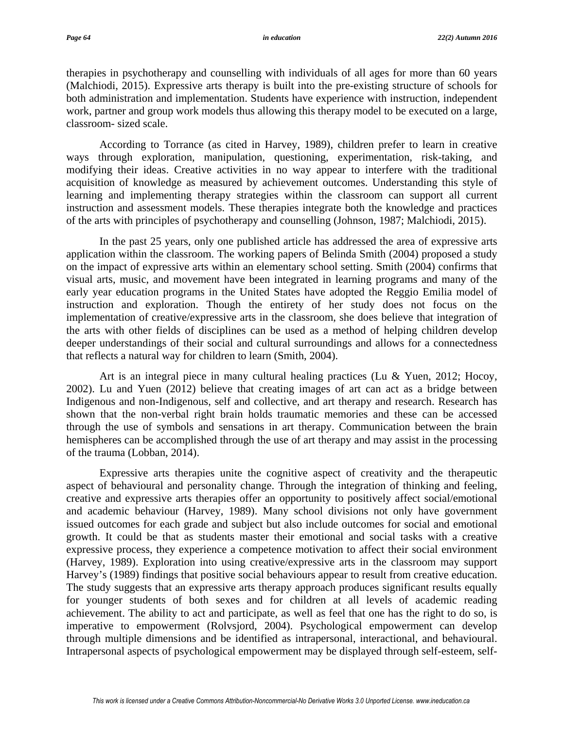therapies in psychotherapy and counselling with individuals of all ages for more than 60 years (Malchiodi, 2015). Expressive arts therapy is built into the pre-existing structure of schools for both administration and implementation. Students have experience with instruction, independent work, partner and group work models thus allowing this therapy model to be executed on a large, classroom- sized scale.

According to Torrance (as cited in Harvey, 1989), children prefer to learn in creative ways through exploration, manipulation, questioning, experimentation, risk-taking, and modifying their ideas. Creative activities in no way appear to interfere with the traditional acquisition of knowledge as measured by achievement outcomes. Understanding this style of learning and implementing therapy strategies within the classroom can support all current instruction and assessment models. These therapies integrate both the knowledge and practices of the arts with principles of psychotherapy and counselling (Johnson, 1987; Malchiodi, 2015).

In the past 25 years, only one published article has addressed the area of expressive arts application within the classroom. The working papers of Belinda Smith (2004) proposed a study on the impact of expressive arts within an elementary school setting. Smith (2004) confirms that visual arts, music, and movement have been integrated in learning programs and many of the early year education programs in the United States have adopted the Reggio Emilia model of instruction and exploration. Though the entirety of her study does not focus on the implementation of creative/expressive arts in the classroom, she does believe that integration of the arts with other fields of disciplines can be used as a method of helping children develop deeper understandings of their social and cultural surroundings and allows for a connectedness that reflects a natural way for children to learn (Smith, 2004).

Art is an integral piece in many cultural healing practices (Lu & Yuen, 2012; Hocoy, 2002). Lu and Yuen (2012) believe that creating images of art can act as a bridge between Indigenous and non-Indigenous, self and collective, and art therapy and research. Research has shown that the non-verbal right brain holds traumatic memories and these can be accessed through the use of symbols and sensations in art therapy. Communication between the brain hemispheres can be accomplished through the use of art therapy and may assist in the processing of the trauma (Lobban, 2014).

Expressive arts therapies unite the cognitive aspect of creativity and the therapeutic aspect of behavioural and personality change. Through the integration of thinking and feeling, creative and expressive arts therapies offer an opportunity to positively affect social/emotional and academic behaviour (Harvey, 1989). Many school divisions not only have government issued outcomes for each grade and subject but also include outcomes for social and emotional growth. It could be that as students master their emotional and social tasks with a creative expressive process, they experience a competence motivation to affect their social environment (Harvey, 1989). Exploration into using creative/expressive arts in the classroom may support Harvey's (1989) findings that positive social behaviours appear to result from creative education. The study suggests that an expressive arts therapy approach produces significant results equally for younger students of both sexes and for children at all levels of academic reading achievement. The ability to act and participate, as well as feel that one has the right to do so, is imperative to empowerment (Rolvsjord, 2004). Psychological empowerment can develop through multiple dimensions and be identified as intrapersonal, interactional, and behavioural. Intrapersonal aspects of psychological empowerment may be displayed through self-esteem, self-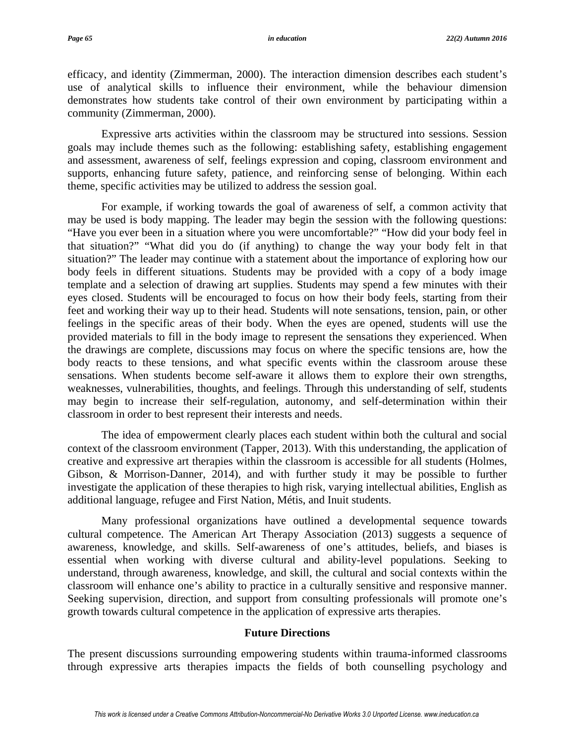efficacy, and identity (Zimmerman, 2000). The interaction dimension describes each student's use of analytical skills to influence their environment, while the behaviour dimension demonstrates how students take control of their own environment by participating within a community (Zimmerman, 2000).

Expressive arts activities within the classroom may be structured into sessions. Session goals may include themes such as the following: establishing safety, establishing engagement and assessment, awareness of self, feelings expression and coping, classroom environment and supports, enhancing future safety, patience, and reinforcing sense of belonging. Within each theme, specific activities may be utilized to address the session goal.

For example, if working towards the goal of awareness of self, a common activity that may be used is body mapping. The leader may begin the session with the following questions: "Have you ever been in a situation where you were uncomfortable?" "How did your body feel in that situation?" "What did you do (if anything) to change the way your body felt in that situation?" The leader may continue with a statement about the importance of exploring how our body feels in different situations. Students may be provided with a copy of a body image template and a selection of drawing art supplies. Students may spend a few minutes with their eyes closed. Students will be encouraged to focus on how their body feels, starting from their feet and working their way up to their head. Students will note sensations, tension, pain, or other feelings in the specific areas of their body. When the eyes are opened, students will use the provided materials to fill in the body image to represent the sensations they experienced. When the drawings are complete, discussions may focus on where the specific tensions are, how the body reacts to these tensions, and what specific events within the classroom arouse these sensations. When students become self-aware it allows them to explore their own strengths, weaknesses, vulnerabilities, thoughts, and feelings. Through this understanding of self, students may begin to increase their self-regulation, autonomy, and self-determination within their classroom in order to best represent their interests and needs.

The idea of empowerment clearly places each student within both the cultural and social context of the classroom environment (Tapper, 2013). With this understanding, the application of creative and expressive art therapies within the classroom is accessible for all students (Holmes, Gibson, & Morrison-Danner, 2014), and with further study it may be possible to further investigate the application of these therapies to high risk, varying intellectual abilities, English as additional language, refugee and First Nation, Métis, and Inuit students.

Many professional organizations have outlined a developmental sequence towards cultural competence. The American Art Therapy Association (2013) suggests a sequence of awareness, knowledge, and skills. Self-awareness of one's attitudes, beliefs, and biases is essential when working with diverse cultural and ability-level populations. Seeking to understand, through awareness, knowledge, and skill, the cultural and social contexts within the classroom will enhance one's ability to practice in a culturally sensitive and responsive manner. Seeking supervision, direction, and support from consulting professionals will promote one's growth towards cultural competence in the application of expressive arts therapies.

## Future Directions

The present discussions surrounding empowering students within trauma-informed classrooms through expressive arts therapies impacts the fields of both counselling psychology and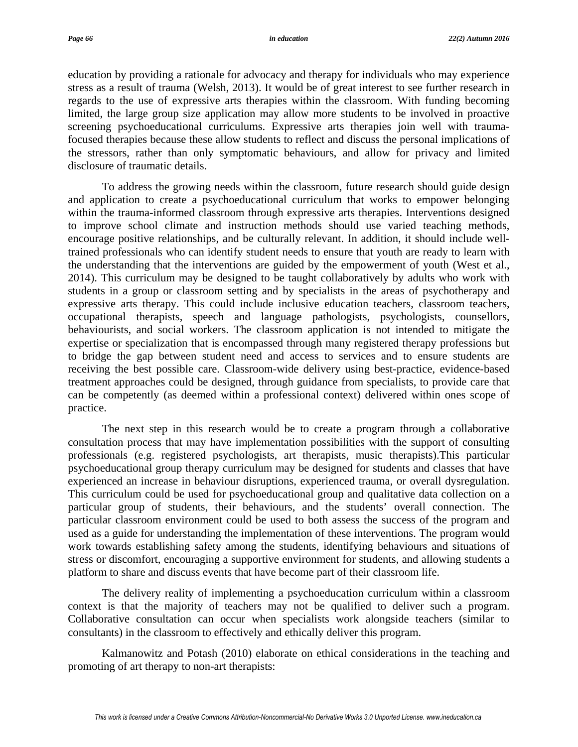education by providing a rationale for advocacy and therapy for individuals who may experience stress as a result of trauma (Welsh, 2013). It would be of great interest to see further research in regards to the use of expressive arts therapies within the classroom. With funding becoming limited, the large group size application may allow more students to be involved in proactive screening psychoeducational curriculums. Expressive arts therapies join well with trauma-focused therapies because these allow students to reflect and discuss the personal implications of the stressors, rather than only symptomatic behaviours, and allow for privacy and limited disclosure of traumatic details.

To address the growing needs within the classroom, future research should guide design and application to create a psychoeducational curriculum that works to empower belonging within the trauma-informed classroom through expressive arts therapies. Interventions designed to improve school climate and instruction methods should use varied teaching methods, encourage positive relationships, and be culturally relevant. In addition, it should include well-trained professionals who can identify student needs to ensure that youth are ready to learn with the understanding that the interventions are guided by the empowerment of youth (West et al., 2014). This curriculum may be designed to be taught collaboratively by adults who work with students in a group or classroom setting and by specialists in the areas of psychotherapy and expressive arts therapy. This could include inclusive education teachers, classroom teachers, occupational therapists, speech and language pathologists, psychologists, counsellors, behaviourists, and social workers. The classroom application is not intended to mitigate the expertise or specialization that is encompassed through many registered therapy professions but to bridge the gap between student need and access to services and to ensure students are receiving the best possible care. Classroom-wide delivery using best-practice, evidence-based treatment approaches could be designed, through guidance from specialists, to provide care that can be competently (as deemed within a professional context) delivered within ones scope of practice.

The next step in this research would be to create a program through a collaborative consultation process that may have implementation possibilities with the support of consulting professionals (e.g. registered psychologists, art therapists, music therapists).This particular psychoeducational group therapy curriculum may be designed for students and classes that have experienced an increase in behaviour disruptions, experienced trauma, or overall dysregulation. This curriculum could be used for psychoeducational group and qualitative data collection on a particular group of students, their behaviours, and the students' overall connection. The particular classroom environment could be used to both assess the success of the program and used as a guide for understanding the implementation of these interventions. The program would work towards establishing safety among the students, identifying behaviours and situations of stress or discomfort, encouraging a supportive environment for students, and allowing students a platform to share and discuss events that have become part of their classroom life.

The delivery reality of implementing a psychoeducation curriculum within a classroom context is that the majority of teachers may not be qualified to deliver such a program. Collaborative consultation can occur when specialists work alongside teachers (similar to consultants) in the classroom to effectively and ethically deliver this program.

Kalmanowitz and Potash (2010) elaborate on ethical considerations in the teaching and promoting of art therapy to non-art therapists: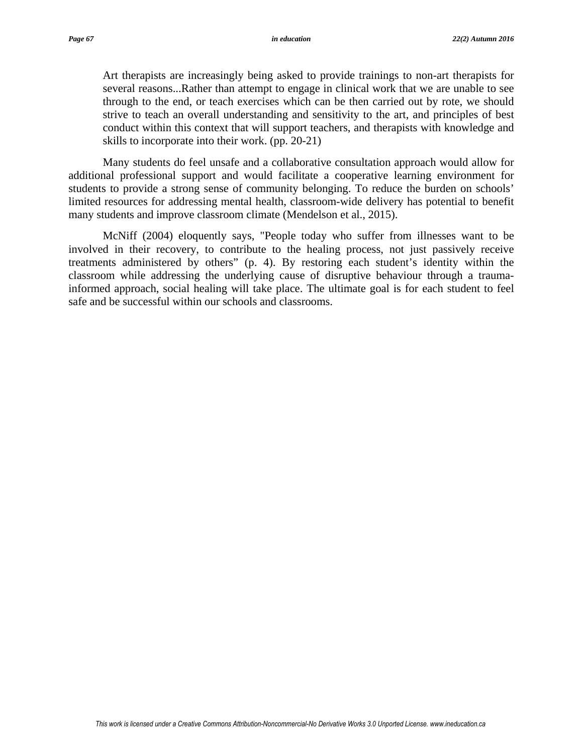> Art therapists are increasingly being asked to provide trainings to non-art therapists for several reasons...Rather than attempt to engage in clinical work that we are unable to see through to the end, or teach exercises which can be then carried out by rote, we should strive to teach an overall understanding and sensitivity to the art, and principles of best conduct within this context that will support teachers, and therapists with knowledge and skills to incorporate into their work. (pp. 20-21)

Many students do feel unsafe and a collaborative consultation approach would allow for additional professional support and would facilitate a cooperative learning environment for students to provide a strong sense of community belonging. To reduce the burden on schools' limited resources for addressing mental health, classroom-wide delivery has potential to benefit many students and improve classroom climate (Mendelson et al., 2015).

McNiff (2004) eloquently says, "People today who suffer from illnesses want to be involved in their recovery, to contribute to the healing process, not just passively receive treatments administered by others" (p. 4). By restoring each student's identity within the classroom while addressing the underlying cause of disruptive behaviour through a trauma-informed approach, social healing will take place. The ultimate goal is for each student to feel safe and be successful within our schools and classrooms.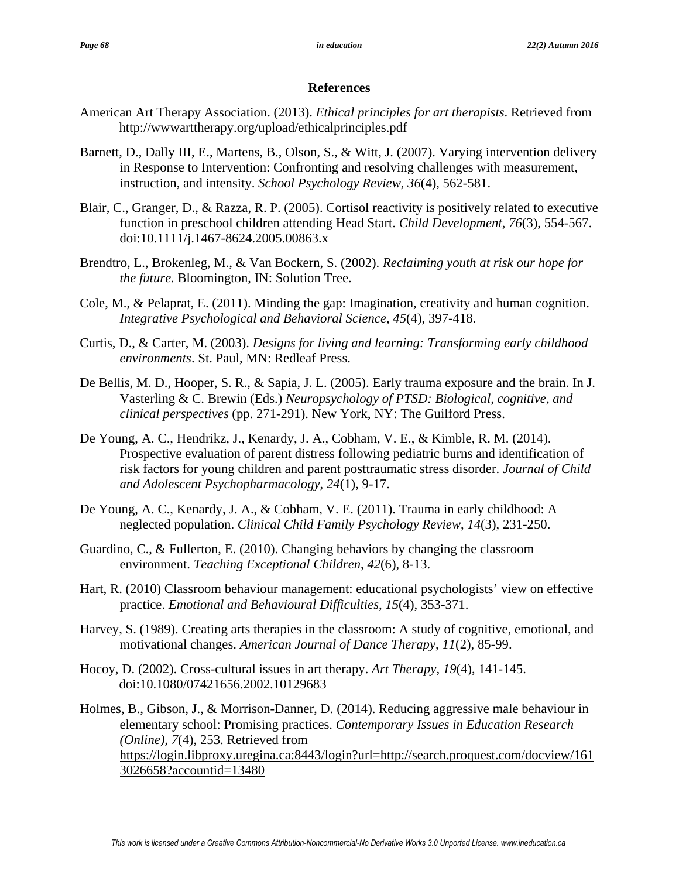## References

American Art Therapy Association. (2013). *Ethical principles for art therapists*. Retrieved from http://wwwarttherapy.org/upload/ethicalprinciples.pdf

Barnett, D., Dally III, E., Martens, B., Olson, S., & Witt, J. (2007). Varying intervention delivery in Response to Intervention: Confronting and resolving challenges with measurement, instruction, and intensity. *School Psychology Review*, *36*(4), 562-581.

Blair, C., Granger, D., & Razza, R. P. (2005). Cortisol reactivity is positively related to executive function in preschool children attending Head Start. *Child Development*, *76*(3), 554-567. doi:10.1111/j.1467-8624.2005.00863.x

Brendtro, L., Brokenleg, M., & Van Bockern, S. (2002). *Reclaiming youth at risk our hope for the future.* Bloomington, IN: Solution Tree.

Cole, M., & Pelaprat, E. (2011). Minding the gap: Imagination, creativity and human cognition. *Integrative Psychological and Behavioral Science*, *45*(4), 397-418.

Curtis, D., & Carter, M. (2003). *Designs for living and learning: Transforming early childhood environments*. St. Paul, MN: Redleaf Press.

De Bellis, M. D., Hooper, S. R., & Sapia, J. L. (2005). Early trauma exposure and the brain. In J. Vasterling & C. Brewin (Eds.) *Neuropsychology of PTSD: Biological, cognitive, and clinical perspectives* (pp. 271-291). New York, NY: The Guilford Press.

De Young, A. C., Hendrikz, J., Kenardy, J. A., Cobham, V. E., & Kimble, R. M. (2014). Prospective evaluation of parent distress following pediatric burns and identification of risk factors for young children and parent posttraumatic stress disorder. *Journal of Child and Adolescent Psychopharmacology*, *24*(1), 9-17.

De Young, A. C., Kenardy, J. A., & Cobham, V. E. (2011). Trauma in early childhood: A neglected population. *Clinical Child Family Psychology Review*, *14*(3), 231-250.

Guardino, C., & Fullerton, E. (2010). Changing behaviors by changing the classroom environment. *Teaching Exceptional Children*, *42*(6), 8-13.

Hart, R. (2010) Classroom behaviour management: educational psychologists' view on effective practice. *Emotional and Behavioural Difficulties*, *15*(4), 353-371.

Harvey, S. (1989). Creating arts therapies in the classroom: A study of cognitive, emotional, and motivational changes. *American Journal of Dance Therapy*, *11*(2), 85-99.

Hocoy, D. (2002). Cross-cultural issues in art therapy. *Art Therapy, 19*(4), 141-145. doi:10.1080/07421656.2002.10129683

Holmes, B., Gibson, J., & Morrison-Danner, D. (2014). Reducing aggressive male behaviour in elementary school: Promising practices. *Contemporary Issues in Education Research (Online), 7*(4), 253. Retrieved from https://login.libproxy.uregina.ca:8443/login?url=http://search.proquest.com/docview/1613026658?accountid=13480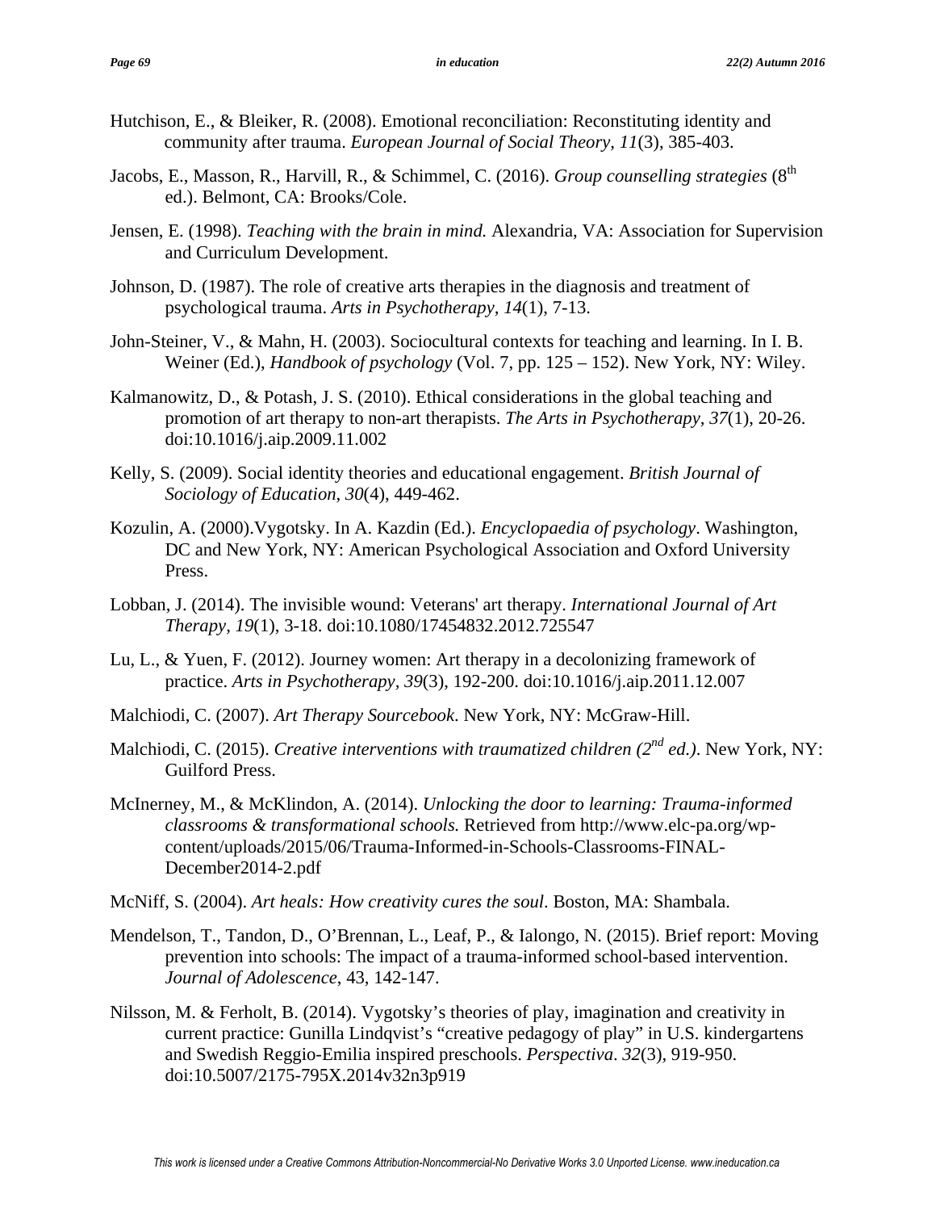Hutchison, E., & Bleiker, R. (2008). Emotional reconciliation: Reconstituting identity and community after trauma. *European Journal of Social Theory, 11*(3), 385-403.

Jacobs, E., Masson, R., Harvill, R., & Schimmel, C. (2016). *Group counselling strategies* (8th ed.). Belmont, CA: Brooks/Cole.

Jensen, E. (1998). *Teaching with the brain in mind.* Alexandria, VA: Association for Supervision and Curriculum Development.

Johnson, D. (1987). The role of creative arts therapies in the diagnosis and treatment of psychological trauma. *Arts in Psychotherapy, 14*(1), 7-13.

John-Steiner, V., & Mahn, H. (2003). Sociocultural contexts for teaching and learning. In I. B. Weiner (Ed.), *Handbook of psychology* (Vol. 7, pp. 125 – 152). New York, NY: Wiley.

Kalmanowitz, D., & Potash, J. S. (2010). Ethical considerations in the global teaching and promotion of art therapy to non-art therapists. *The Arts in Psychotherapy, 37*(1), 20-26. doi:10.1016/j.aip.2009.11.002

Kelly, S. (2009). Social identity theories and educational engagement. *British Journal of Sociology of Education*, *30*(4), 449-462.

Kozulin, A. (2000).Vygotsky. In A. Kazdin (Ed.). *Encyclopaedia of psychology*. Washington, DC and New York, NY: American Psychological Association and Oxford University Press.

Lobban, J. (2014). The invisible wound: Veterans' art therapy. *International Journal of Art Therapy*, *19*(1), 3-18. doi:10.1080/17454832.2012.725547

Lu, L., & Yuen, F. (2012). Journey women: Art therapy in a decolonizing framework of practice. *Arts in Psychotherapy, 39*(3), 192-200. doi:10.1016/j.aip.2011.12.007

Malchiodi, C. (2007). *Art Therapy Sourcebook*. New York, NY: McGraw-Hill.

Malchiodi, C. (2015). *Creative interventions with traumatized children (2nd ed.)*. New York, NY: Guilford Press.

McInerney, M., & McKlindon, A. (2014). *Unlocking the door to learning: Trauma-informed classrooms & transformational schools.* Retrieved from http://www.elc-pa.org/wp-content/uploads/2015/06/Trauma-Informed-in-Schools-Classrooms-FINAL-December2014-2.pdf

McNiff, S. (2004). *Art heals: How creativity cures the soul*. Boston, MA: Shambala.

Mendelson, T., Tandon, D., O'Brennan, L., Leaf, P., & Ialongo, N. (2015). Brief report: Moving prevention into schools: The impact of a trauma-informed school-based intervention. *Journal of Adolescence*, 43, 142-147.

Nilsson, M. & Ferholt, B. (2014). Vygotsky's theories of play, imagination and creativity in current practice: Gunilla Lindqvist's "creative pedagogy of play" in U.S. kindergartens and Swedish Reggio-Emilia inspired preschools. *Perspectiva*. *32*(3), 919-950. doi:10.5007/2175-795X.2014v32n3p919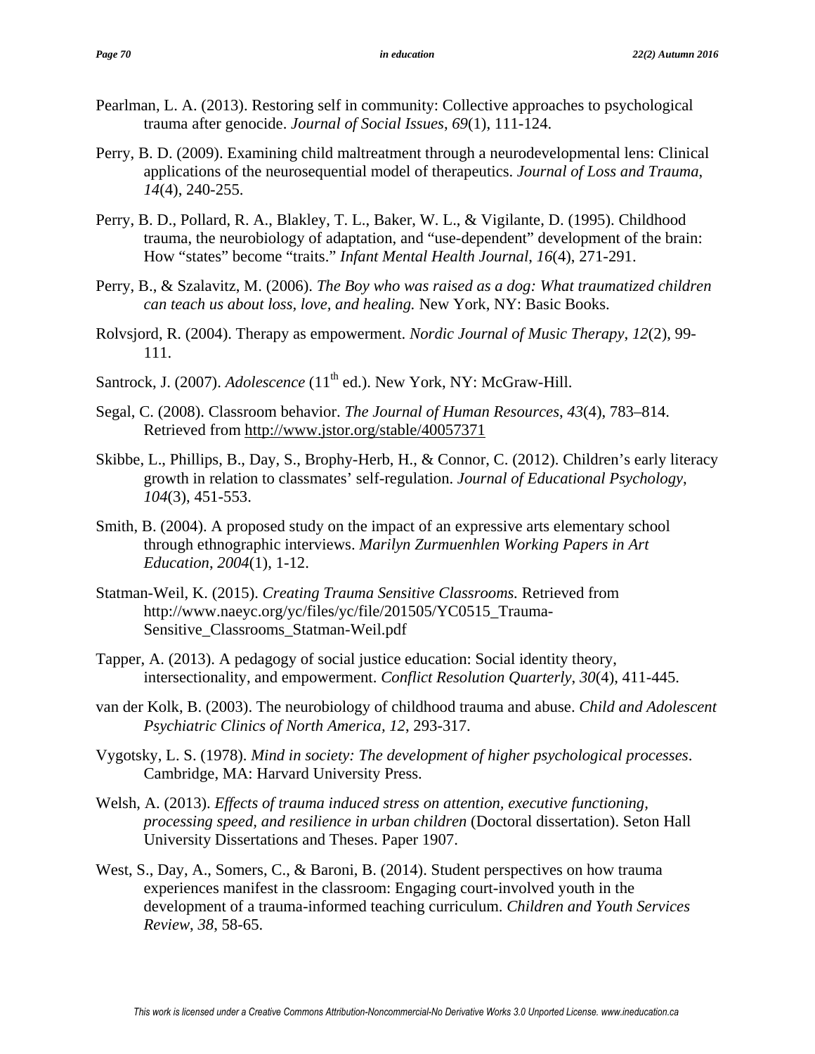Pearlman, L. A. (2013). Restoring self in community: Collective approaches to psychological trauma after genocide. *Journal of Social Issues*, *69*(1), 111-124.

Perry, B. D. (2009). Examining child maltreatment through a neurodevelopmental lens: Clinical applications of the neurosequential model of therapeutics. *Journal of Loss and Trauma*, *14*(4), 240-255.

Perry, B. D., Pollard, R. A., Blakley, T. L., Baker, W. L., & Vigilante, D. (1995). Childhood trauma, the neurobiology of adaptation, and "use-dependent" development of the brain: How "states" become "traits." *Infant Mental Health Journal*, *16*(4), 271-291.

Perry, B., & Szalavitz, M. (2006). *The Boy who was raised as a dog: What traumatized children can teach us about loss, love, and healing.* New York, NY: Basic Books.

Rolvsjord, R. (2004). Therapy as empowerment. *Nordic Journal of Music Therapy*, *12*(2), 99-111.

Santrock, J. (2007). *Adolescence* (11th ed.). New York, NY: McGraw-Hill.

Segal, C. (2008). Classroom behavior. *The Journal of Human Resources*, *43*(4), 783–814. Retrieved from http://www.jstor.org/stable/40057371

Skibbe, L., Phillips, B., Day, S., Brophy-Herb, H., & Connor, C. (2012). Children's early literacy growth in relation to classmates' self-regulation. *Journal of Educational Psychology*, *104*(3), 451-553.

Smith, B. (2004). A proposed study on the impact of an expressive arts elementary school through ethnographic interviews. *Marilyn Zurmuenhlen Working Papers in Art Education*, *2004*(1), 1-12.

Statman-Weil, K. (2015). *Creating Trauma Sensitive Classrooms.* Retrieved from http://www.naeyc.org/yc/files/yc/file/201505/YC0515_Trauma-Sensitive_Classrooms_Statman-Weil.pdf

Tapper, A. (2013). A pedagogy of social justice education: Social identity theory, intersectionality, and empowerment. *Conflict Resolution Quarterly*, *30*(4), 411-445.

van der Kolk, B. (2003). The neurobiology of childhood trauma and abuse. *Child and Adolescent Psychiatric Clinics of North America*, *12*, 293-317.

Vygotsky, L. S. (1978). *Mind in society: The development of higher psychological processes*. Cambridge, MA: Harvard University Press.

Welsh, A. (2013). *Effects of trauma induced stress on attention, executive functioning, processing speed, and resilience in urban children* (Doctoral dissertation). Seton Hall University Dissertations and Theses. Paper 1907.

West, S., Day, A., Somers, C., & Baroni, B. (2014). Student perspectives on how trauma experiences manifest in the classroom: Engaging court-involved youth in the development of a trauma-informed teaching curriculum. *Children and Youth Services Review*, *38*, 58-65.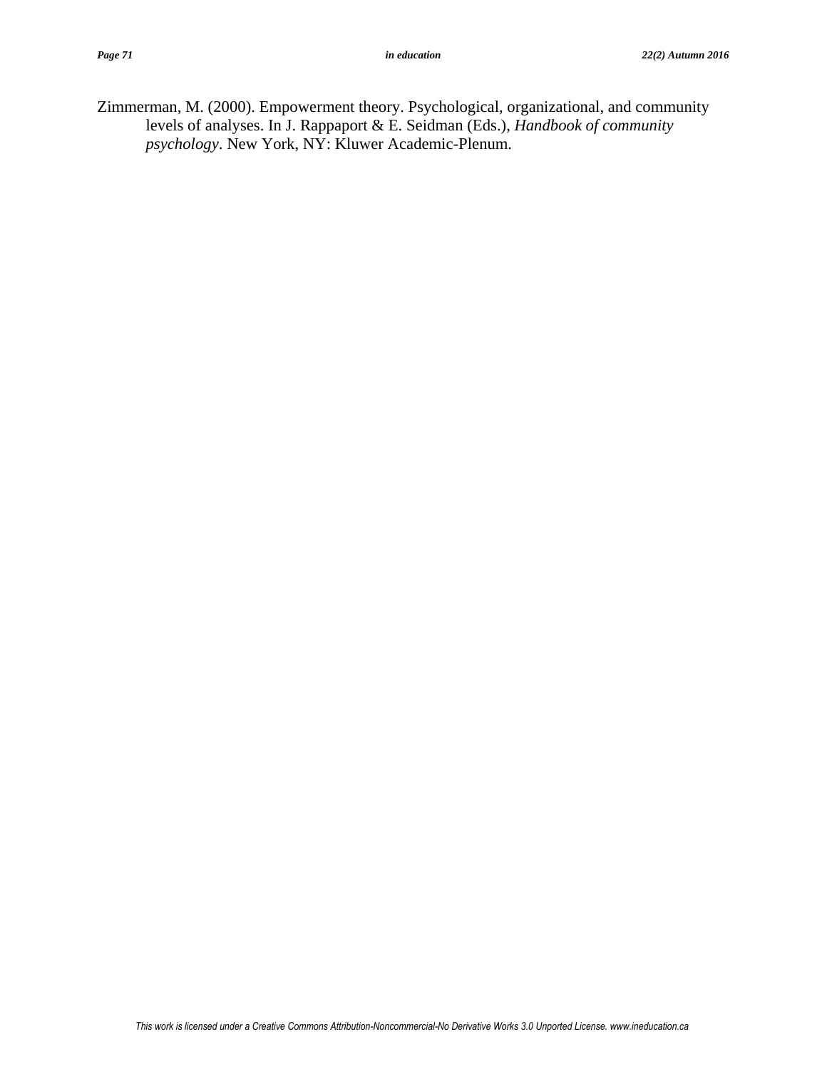Zimmerman, M. (2000). Empowerment theory. Psychological, organizational, and community levels of analyses. In J. Rappaport & E. Seidman (Eds.), *Handbook of community psychology*. New York, NY: Kluwer Academic-Plenum.